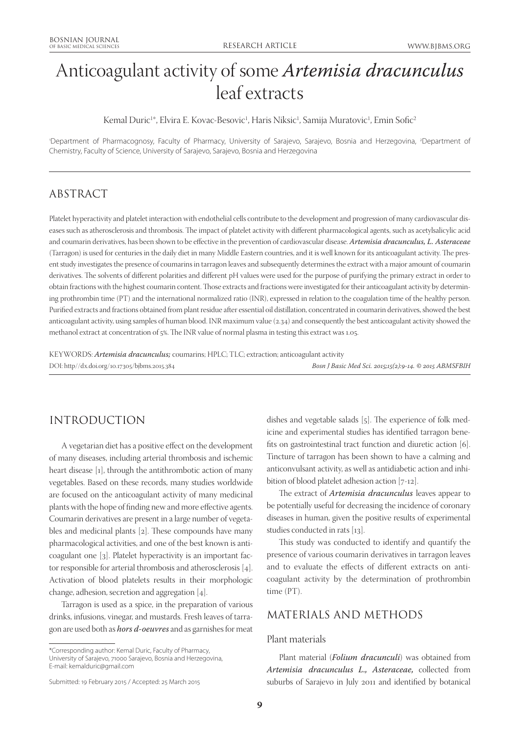# Anticoagulant activity of some *Artemisia dracunculus* leaf extracts

Kemal Duric[1*], Elvira E. Kovac-Besovic[1], Haris Niksic[1], Samija Muratovic[1], Emin Sofic[2]

[1]Department of Pharmacognosy, Faculty of Pharmacy, University of Sarajevo, Sarajevo, Bosnia and Herzegovina, [2]Department of Chemistry, Faculty of Science, University of Sarajevo, Sarajevo, Bosnia and Herzegovina

## ABSTRACT

Platelet hyperactivity and platelet interaction with endothelial cells contribute to the development and progression of many cardiovascular diseases such as atherosclerosis and thrombosis. The impact of platelet activity with different pharmacological agents, such as acetylsalicylic acid and coumarin derivatives, has been shown to be effective in the prevention of cardiovascular disease. ***Artemisia dracunculus, L. Asteraceae*** (Tarragon) is used for centuries in the daily diet in many Middle Eastern countries, and it is well known for its anticoagulant activity. The present study investigates the presence of coumarins in tarragon leaves and subsequently determines the extract with a major amount of coumarin derivatives. The solvents of different polarities and different pH values were used for the purpose of purifying the primary extract in order to obtain fractions with the highest coumarin content. Those extracts and fractions were investigated for their anticoagulant activity by determining prothrombin time (PT) and the international normalized ratio (INR), expressed in relation to the coagulation time of the healthy person. Purified extracts and fractions obtained from plant residue after essential oil distillation, concentrated in coumarin derivatives, showed the best anticoagulant activity, using samples of human blood. INR maximum value (2.34) and consequently the best anticoagulant activity showed the methanol extract at concentration of 5%. The INR value of normal plasma in testing this extract was 1.05.

KEYWORDS: ***Artemisia dracunculus;*** coumarins; HPLC; TLC; extraction; anticoagulant activity

DOI: http//dx.doi.org/10.17305/bjbms.2015.384

*Bosn J Basic Med Sci. 2015;15(2):9-14. © 2015 ABMSFBIH*

## INTRODUCTION

A vegetarian diet has a positive effect on the development of many diseases, including arterial thrombosis and ischemic heart disease [1], through the antithrombotic action of many vegetables. Based on these records, many studies worldwide are focused on the anticoagulant activity of many medicinal plants with the hope of finding new and more effective agents. Coumarin derivatives are present in a large number of vegetables and medicinal plants [2]. These compounds have many pharmacological activities, and one of the best known is anticoagulant one [3]. Platelet hyperactivity is an important factor responsible for arterial thrombosis and atherosclerosis [4]. Activation of blood platelets results in their morphologic change, adhesion, secretion and aggregation [4].

Tarragon is used as a spice, in the preparation of various drinks, infusions, vinegar, and mustards. Fresh leaves of tarragon are used both as ***hors d-oeuvres*** and as garnishes for meat dishes and vegetable salads [5]. The experience of folk medicine and experimental studies has identified tarragon benefits on gastrointestinal tract function and diuretic action [6]. Tincture of tarragon has been shown to have a calming and anticonvulsant activity, as well as antidiabetic action and inhibition of blood platelet adhesion action [7-12].

The extract of ***Artemisia dracunculus*** leaves appear to be potentially useful for decreasing the incidence of coronary diseases in human, given the positive results of experimental studies conducted in rats [13].

This study was conducted to identify and quantify the presence of various coumarin derivatives in tarragon leaves and to evaluate the effects of different extracts on anticoagulant activity by the determination of prothrombin time (PT).

## MATERIALS AND METHODS

### Plant materials

Plant material (***Folium dracunculi***) was obtained from ***Artemisia dracunculus L., Asteraceae,*** collected from suburbs of Sarajevo in July 2011 and identified by botanical

\*Corresponding author: Kemal Duric, Faculty of Pharmacy, University of Sarajevo, 71000 Sarajevo, Bosnia and Herzegovina, E-mail: kemalduric@gmail.com

Submitted: 19 February 2015 / Accepted: 25 March 2015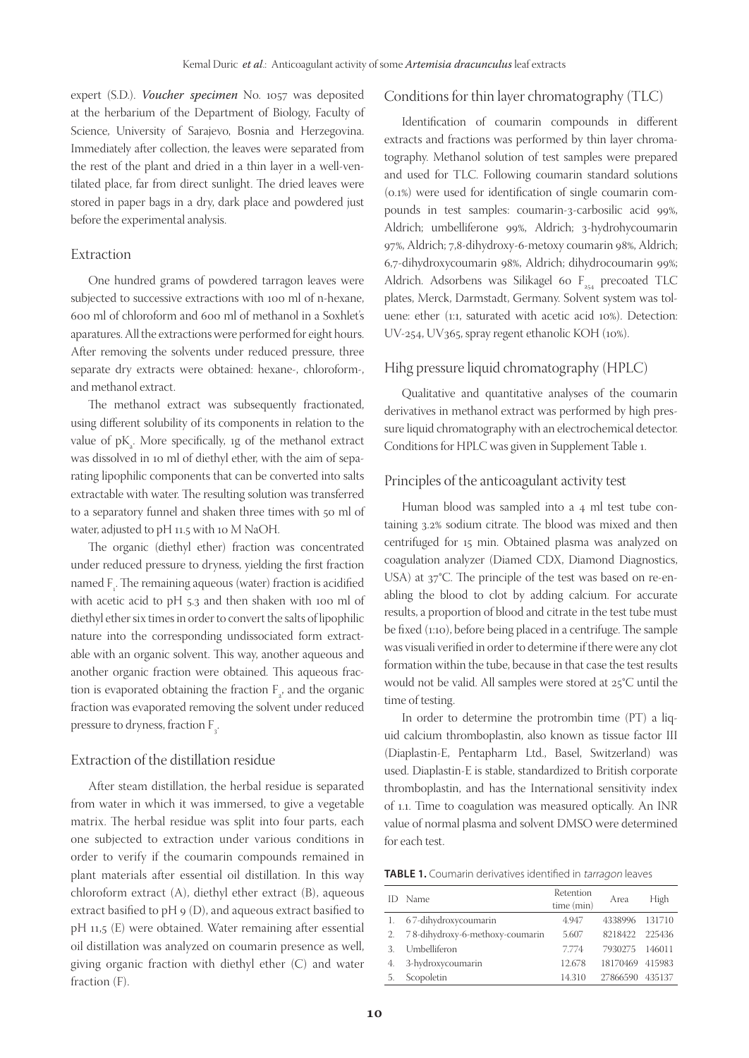expert (S.D.). ***Voucher specimen*** No. 1057 was deposited at the herbarium of the Department of Biology, Faculty of Science, University of Sarajevo, Bosnia and Herzegovina. Immediately after collection, the leaves were separated from the rest of the plant and dried in a thin layer in a well-ventilated place, far from direct sunlight. The dried leaves were stored in paper bags in a dry, dark place and powdered just before the experimental analysis.

## Extraction

One hundred grams of powdered tarragon leaves were subjected to successive extractions with 100 ml of n-hexane, 600 ml of chloroform and 600 ml of methanol in a Soxhlet's aparatures. All the extractions were performed for eight hours. After removing the solvents under reduced pressure, three separate dry extracts were obtained: hexane-, chloroform-, and methanol extract.

The methanol extract was subsequently fractionated, using different solubility of its components in relation to the value of $pK_a$. More specifically, 1g of the methanol extract was dissolved in 10 ml of diethyl ether, with the aim of separating lipophilic components that can be converted into salts extractable with water. The resulting solution was transferred to a separatory funnel and shaken three times with 50 ml of water, adjusted to pH 11.5 with 10 M NaOH.

The organic (diethyl ether) fraction was concentrated under reduced pressure to dryness, yielding the first fraction named $F_1$. The remaining aqueous (water) fraction is acidified with acetic acid to pH 5.3 and then shaken with 100 ml of diethyl ether six times in order to convert the salts of lipophilic nature into the corresponding undissociated form extractable with an organic solvent. This way, another aqueous and another organic fraction were obtained. This aqueous fraction is evaporated obtaining the fraction $F_2$, and the organic fraction was evaporated removing the solvent under reduced pressure to dryness, fraction $F_3$.

## Extraction of the distillation residue

After steam distillation, the herbal residue is separated from water in which it was immersed, to give a vegetable matrix. The herbal residue was split into four parts, each one subjected to extraction under various conditions in order to verify if the coumarin compounds remained in plant materials after essential oil distillation. In this way chloroform extract (A), diethyl ether extract (B), aqueous extract basified to pH 9 (D), and aqueous extract basified to pH 11,5 (E) were obtained. Water remaining after essential oil distillation was analyzed on coumarin presence as well, giving organic fraction with diethyl ether (C) and water fraction (F).

## Conditions for thin layer chromatography (TLC)

Identification of coumarin compounds in different extracts and fractions was performed by thin layer chromatography. Methanol solution of test samples were prepared and used for TLC. Following coumarin standard solutions (0.1%) were used for identification of single coumarin compounds in test samples: coumarin-3-carbosilic acid 99%, Aldrich; umbelliferone 99%, Aldrich; 3-hydrohycoumarin 97%, Aldrich; 7,8-dihydroxy-6-metoxy coumarin 98%, Aldrich; 6,7-dihydroxycoumarin 98%, Aldrich; dihydrocoumarin 99%; Aldrich. Adsorbens was Silikagel 60 $F_{254}$ precoated TLC plates, Merck, Darmstadt, Germany. Solvent system was toluene: ether (1:1, saturated with acetic acid 10%). Detection: UV-254, UV365, spray regent ethanolic KOH (10%).

## Hihg pressure liquid chromatography (HPLC)

Qualitative and quantitative analyses of the coumarin derivatives in methanol extract was performed by high pressure liquid chromatography with an electrochemical detector. Conditions for HPLC was given in Supplement Table 1.

## Principles of the anticoagulant activity test

Human blood was sampled into a 4 ml test tube containing 3.2% sodium citrate. The blood was mixed and then centrifuged for 15 min. Obtained plasma was analyzed on coagulation analyzer (Diamed CDX, Diamond Diagnostics, USA) at 37°C. The principle of the test was based on re-enabling the blood to clot by adding calcium. For accurate results, a proportion of blood and citrate in the test tube must be fixed (1:10), before being placed in a centrifuge. The sample was visuali verified in order to determine if there were any clot formation within the tube, because in that case the test results would not be valid. All samples were stored at 25°C until the time of testing.

In order to determine the protrombin time (PT) a liquid calcium thromboplastin, also known as tissue factor III (Diaplastin-E, Pentapharm Ltd., Basel, Switzerland) was used. Diaplastin-E is stable, standardized to British corporate thromboplastin, and has the International sensitivity index of 1.1. Time to coagulation was measured optically. An INR value of normal plasma and solvent DMSO were determined for each test.

**TABLE 1.** Coumarin derivatives identified in *tarragon* leaves

| ID | Name | Retention time (min) | Area | High |
|---|---|---|---|---|
| 1. | 6 7-dihydroxycoumarin | 4.947 | 4338996 | 131710 |
| 2. | 7 8-dihydroxy-6-methoxy-coumarin | 5.607 | 8218422 | 225436 |
| 3. | Umbelliferon | 7.774 | 7930275 | 146011 |
| 4. | 3-hydroxycoumarin | 12.678 | 18170469 | 415983 |
| 5. | Scopoletin | 14.310 | 27866590 | 435137 |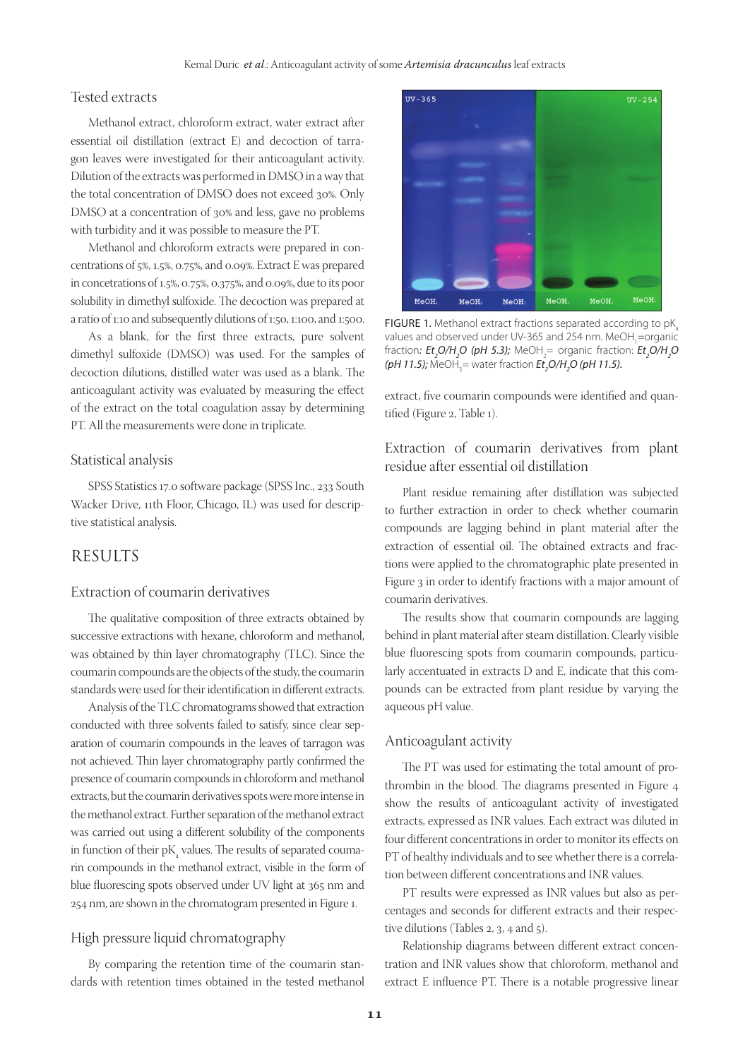### Tested extracts

Methanol extract, chloroform extract, water extract after essential oil distillation (extract E) and decoction of tarragon leaves were investigated for their anticoagulant activity. Dilution of the extracts was performed in DMSO in a way that the total concentration of DMSO does not exceed 30%. Only DMSO at a concentration of 30% and less, gave no problems with turbidity and it was possible to measure the PT.

Methanol and chloroform extracts were prepared in concentrations of 5%, 1.5%, 0.75%, and 0.09%. Extract E was prepared in concetrations of 1.5%, 0.75%, 0.375%, and 0.09%, due to its poor solubility in dimethyl sulfoxide. The decoction was prepared at a ratio of 1:10 and subsequently dilutions of 1:50, 1:100, and 1:500.

As a blank, for the first three extracts, pure solvent dimethyl sulfoxide (DMSO) was used. For the samples of decoction dilutions, distilled water was used as a blank. The anticoagulant activity was evaluated by measuring the effect of the extract on the total coagulation assay by determining PT. All the measurements were done in triplicate.

### Statistical analysis

SPSS Statistics 17.0 software package (SPSS Inc., 233 South Wacker Drive, 11th Floor, Chicago, IL) was used for descriptive statistical analysis.

## RESULTS

### Extraction of coumarin derivatives

The qualitative composition of three extracts obtained by successive extractions with hexane, chloroform and methanol, was obtained by thin layer chromatography (TLC). Since the coumarin compounds are the objects of the study, the coumarin standards were used for their identification in different extracts.

Analysis of the TLC chromatograms showed that extraction conducted with three solvents failed to satisfy, since clear separation of coumarin compounds in the leaves of tarragon was not achieved. Thin layer chromatography partly confirmed the presence of coumarin compounds in chloroform and methanol extracts, but the coumarin derivatives spots were more intense in the methanol extract. Further separation of the methanol extract was carried out using a different solubility of the components in function of their $pK_a$ values. The results of separated coumarin compounds in the methanol extract, visible in the form of blue fluorescing spots observed under UV light at 365 nm and 254 nm, are shown in the chromatogram presented in Figure 1.

FIGURE 1. Methanol extract fractions separated according to $pK_a$ values and observed under UV-365 and 254 nm. $MeOH_1$=organic fraction: ***$Et_2O/H_2O$ (pH 5.3);*** $MeOH_2$= organic fraction: ***$Et_2O/H_2O$ (pH 11.5);*** $MeOH_3$= water fraction ***$Et_2O/H_2O$ (pH 11.5).***

### High pressure liquid chromatography

By comparing the retention time of the coumarin standards with retention times obtained in the tested methanol extract, five coumarin compounds were identified and quantified (Figure 2, Table 1).

### Extraction of coumarin derivatives from plant residue after essential oil distillation

Plant residue remaining after distillation was subjected to further extraction in order to check whether coumarin compounds are lagging behind in plant material after the extraction of essential oil. The obtained extracts and fractions were applied to the chromatographic plate presented in Figure 3 in order to identify fractions with a major amount of coumarin derivatives.

The results show that coumarin compounds are lagging behind in plant material after steam distillation. Clearly visible blue fluorescing spots from coumarin compounds, particularly accentuated in extracts D and E, indicate that this compounds can be extracted from plant residue by varying the aqueous pH value.

### Anticoagulant activity

The PT was used for estimating the total amount of prothrombin in the blood. The diagrams presented in Figure 4 show the results of anticoagulant activity of investigated extracts, expressed as INR values. Each extract was diluted in four different concentrations in order to monitor its effects on PT of healthy individuals and to see whether there is a correlation between different concentrations and INR values.

PT results were expressed as INR values but also as percentages and seconds for different extracts and their respective dilutions (Tables 2, 3, 4 and 5).

Relationship diagrams between different extract concentration and INR values show that chloroform, methanol and extract E influence PT. There is a notable progressive linear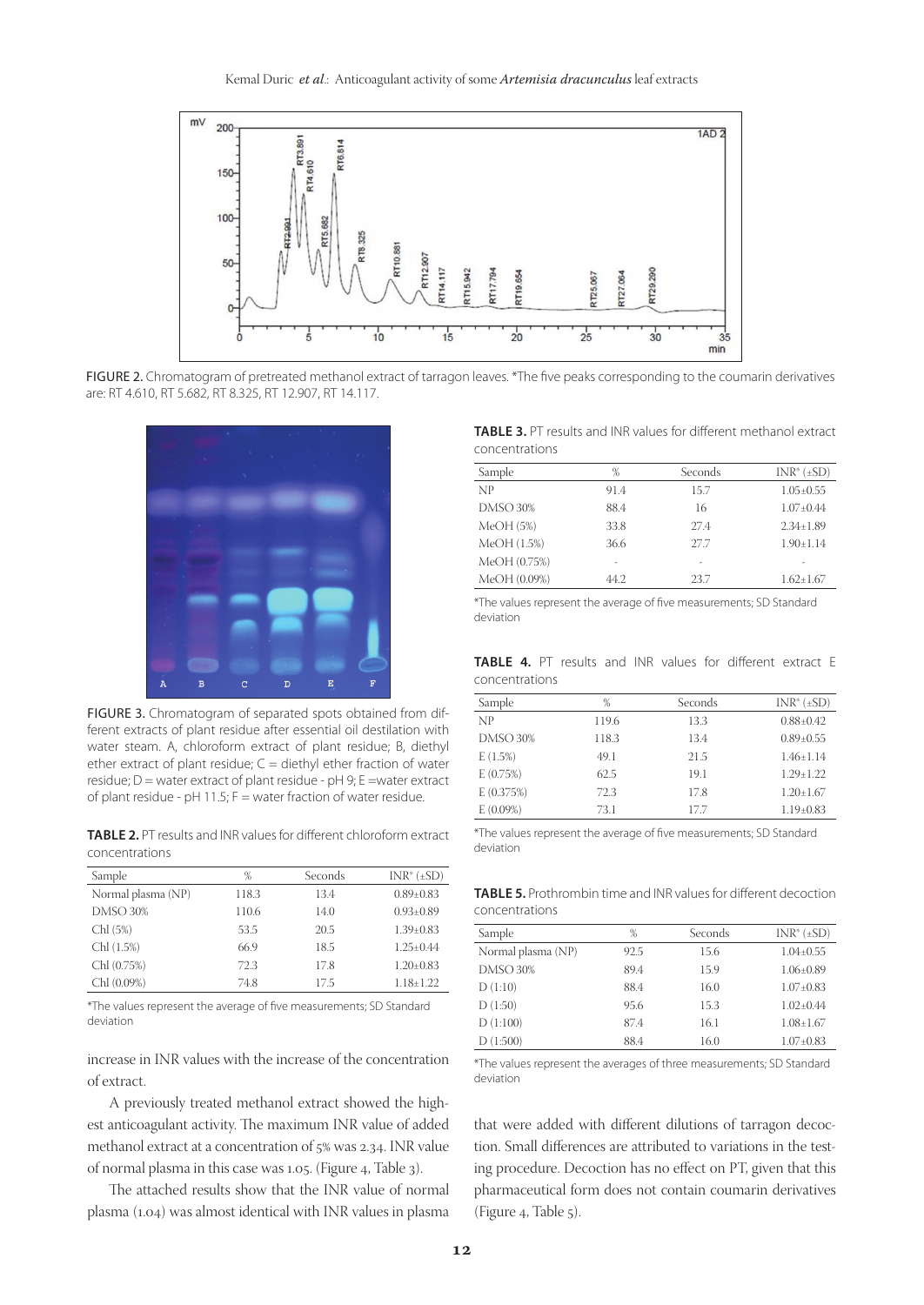FIGURE 2. Chromatogram of pretreated methanol extract of tarragon leaves. *The five peaks corresponding to the coumarin derivatives are: RT 4.610, RT 5.682, RT 8.325, RT 12.907, RT 14.117.

FIGURE 3. Chromatogram of separated spots obtained from different extracts of plant residue after essential oil destilation with water steam. A, chloroform extract of plant residue; B, diethyl ether extract of plant residue; C = diethyl ether fraction of water residue; D = water extract of plant residue - pH 9; E =water extract of plant residue - pH 11.5; F = water fraction of water residue.

**TABLE 2.** PT results and INR values for different chloroform extract concentrations

| Sample | % | Seconds | INR* (±SD) |
|---|---|---|---|
| Normal plasma (NP) | 118.3 | 13.4 | 0.89±0.83 |
| DMSO 30% | 110.6 | 14.0 | 0.93±0.89 |
| Chl (5%) | 53.5 | 20.5 | 1.39±0.83 |
| Chl (1.5%) | 66.9 | 18.5 | 1.25±0.44 |
| Chl (0.75%) | 72.3 | 17.8 | 1.20±0.83 |
| Chl (0.09%) | 74.8 | 17.5 | 1.18±1.22 |

*The values represent the average of five measurements; SD Standard deviation

increase in INR values with the increase of the concentration of extract.

A previously treated methanol extract showed the highest anticoagulant activity. The maximum INR value of added methanol extract at a concentration of 5% was 2.34. INR value of normal plasma in this case was 1.05. (Figure 4, Table 3).

The attached results show that the INR value of normal plasma (1.04) was almost identical with INR values in plasma that were added with different dilutions of tarragon decoction. Small differences are attributed to variations in the testing procedure. Decoction has no effect on PT, given that this pharmaceutical form does not contain coumarin derivatives (Figure 4, Table 5).

**TABLE 3.** PT results and INR values for different methanol extract concentrations

| Sample | % | Seconds | INR* (±SD) |
|---|---|---|---|
| NP | 91.4 | 15.7 | 1.05±0.55 |
| DMSO 30% | 88.4 | 16 | 1.07±0.44 |
| MeOH (5%) | 33.8 | 27.4 | 2.34±1.89 |
| MeOH (1.5%) | 36.6 | 27.7 | 1.90±1.14 |
| MeOH (0.75%) | - | - | - |
| MeOH (0.09%) | 44.2 | 23.7 | 1.62±1.67 |

*The values represent the average of five measurements; SD Standard deviation

**TABLE 4.** PT results and INR values for different extract E concentrations

| Sample | % | Seconds | INR* (±SD) |
|---|---|---|---|
| NP | 119.6 | 13.3 | 0.88±0.42 |
| DMSO 30% | 118.3 | 13.4 | 0.89±0.55 |
| E (1.5%) | 49.1 | 21.5 | 1.46±1.14 |
| E (0.75%) | 62.5 | 19.1 | 1.29±1.22 |
| E (0.375%) | 72.3 | 17.8 | 1.20±1.67 |
| E (0.09%) | 73.1 | 17.7 | 1.19±0.83 |

*The values represent the average of five measurements; SD Standard deviation

**TABLE 5.** Prothrombin time and INR values for different decoction concentrations

| Sample | % | Seconds | INR* (±SD) |
|---|---|---|---|
| Normal plasma (NP) | 92.5 | 15.6 | 1.04±0.55 |
| DMSO 30% | 89.4 | 15.9 | 1.06±0.89 |
| D (1:10) | 88.4 | 16.0 | 1.07±0.83 |
| D (1:50) | 95.6 | 15.3 | 1.02±0.44 |
| D (1:100) | 87.4 | 16.1 | 1.08±1.67 |
| D (1:500) | 88.4 | 16.0 | 1.07±0.83 |

*The values represent the averages of three measurements; SD Standard deviation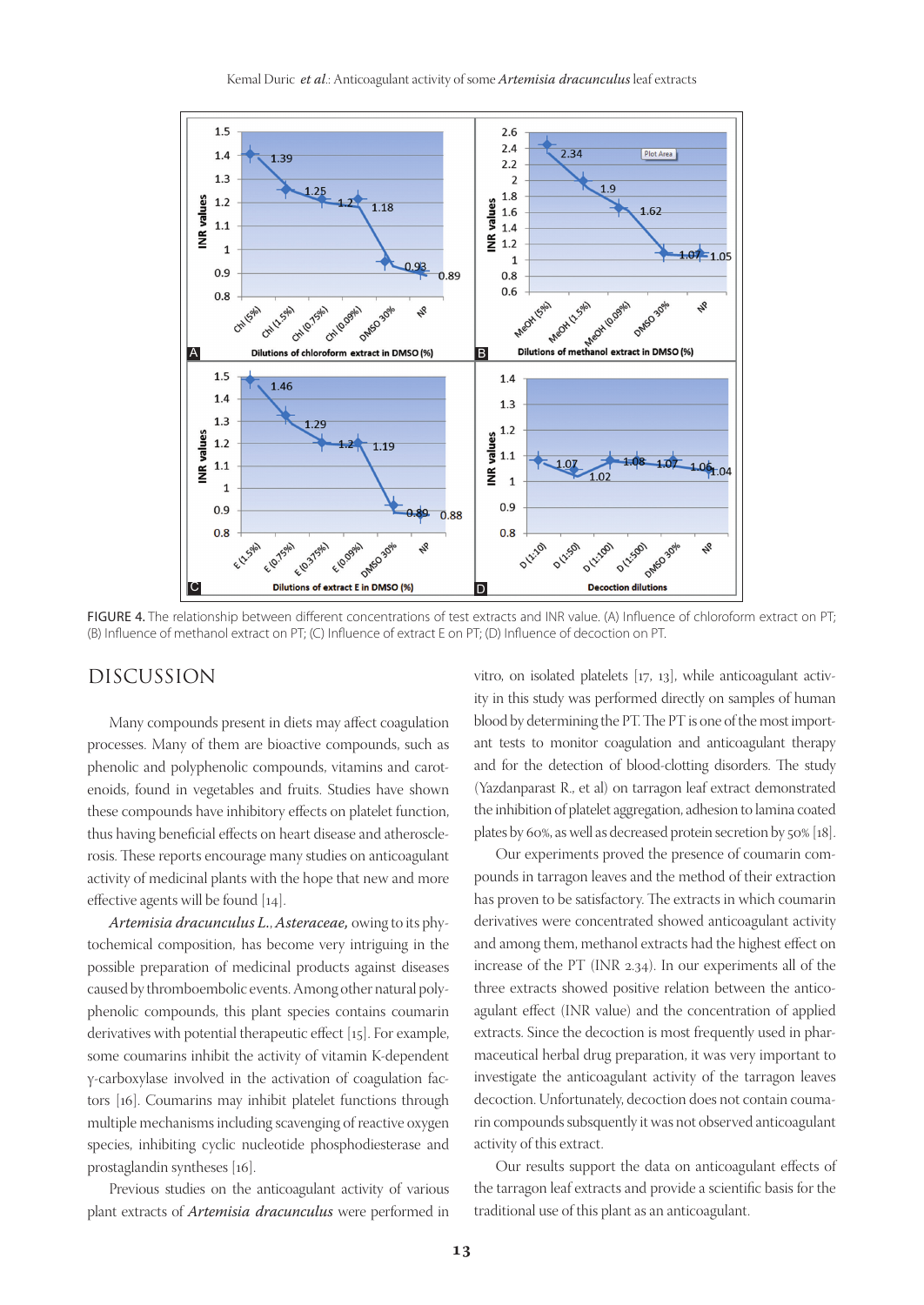FIGURE 4. The relationship between different concentrations of test extracts and INR value. (A) Influence of chloroform extract on PT; (B) Influence of methanol extract on PT; (C) Influence of extract E on PT; (D) Influence of decoction on PT.

## DISCUSSION

Many compounds present in diets may affect coagulation processes. Many of them are bioactive compounds, such as phenolic and polyphenolic compounds, vitamins and carotenoids, found in vegetables and fruits. Studies have shown these compounds have inhibitory effects on platelet function, thus having beneficial effects on heart disease and atherosclerosis. These reports encourage many studies on anticoagulant activity of medicinal plants with the hope that new and more effective agents will be found [14].

*Artemisia dracunculus* L., *Asteraceae,* owing to its phytochemical composition, has become very intriguing in the possible preparation of medicinal products against diseases caused by thromboembolic events. Among other natural polyphenolic compounds, this plant species contains coumarin derivatives with potential therapeutic effect [15]. For example, some coumarins inhibit the activity of vitamin K-dependent γ-carboxylase involved in the activation of coagulation factors [16]. Coumarins may inhibit platelet functions through multiple mechanisms including scavenging of reactive oxygen species, inhibiting cyclic nucleotide phosphodiesterase and prostaglandin syntheses [16].

Previous studies on the anticoagulant activity of various plant extracts of *Artemisia dracunculus* were performed in vitro, on isolated platelets [17, 13], while anticoagulant activity in this study was performed directly on samples of human blood by determining the PT. The PT is one of the most important tests to monitor coagulation and anticoagulant therapy and for the detection of blood-clotting disorders. The study (Yazdanparast R., et al) on tarragon leaf extract demonstrated the inhibition of platelet aggregation, adhesion to lamina coated plates by 60%, as well as decreased protein secretion by 50% [18].

Our experiments proved the presence of coumarin compounds in tarragon leaves and the method of their extraction has proven to be satisfactory. The extracts in which coumarin derivatives were concentrated showed anticoagulant activity and among them, methanol extracts had the highest effect on increase of the PT (INR 2.34). In our experiments all of the three extracts showed positive relation between the anticoagulant effect (INR value) and the concentration of applied extracts. Since the decoction is most frequently used in pharmaceutical herbal drug preparation, it was very important to investigate the anticoagulant activity of the tarragon leaves decoction. Unfortunately, decoction does not contain coumarin compounds subsquently it was not observed anticoagulant activity of this extract.

Our results support the data on anticoagulant effects of the tarragon leaf extracts and provide a scientific basis for the traditional use of this plant as an anticoagulant.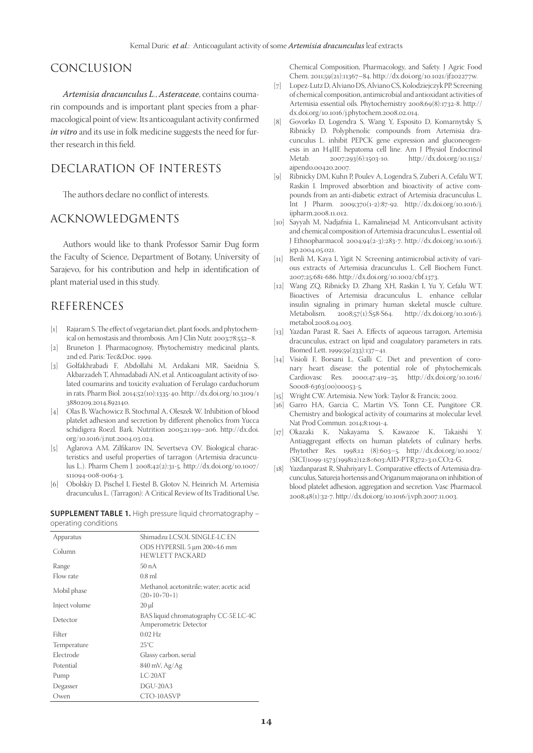## CONCLUSION

*Artemisia dracunculus L., Asteraceae*, contains coumarin compounds and is important plant species from a pharmacological point of view. Its anticoagulant activity confirmed *in vitro* and its use in folk medicine suggests the need for further research in this field.

## DECLARATION OF INTERESTS

The authors declare no conflict of interests.

## ACKNOWLEDGMENTS

Authors would like to thank Professor Samir Đug form the Faculty of Science, Department of Botany, University of Sarajevo, for his contribution and help in identification of plant material used in this study.

## REFERENCES

[1] Rajaram S. The effect of vegetarian diet, plant foods, and phytochemical on hemostasis and thrombosis. Am J Clin Nutr. 2003;78:552–8.

[2] Bruneton J. Pharmacognosy, Phytochemistry medicinal plants, 2nd ed. Paris: Tec&Doc. 1999.

[3] Golfakhrabadi F, Abdollahi M, Ardakani MR, Saeidnia S, Akbarzadeh T, Ahmadabadi AN, et al. Anticoagulant activity of isolated coumarins and toxicity evaluation of Ferulago carduchorum in rats. Pharm Biol. 2014;52(10):1335-40. http://dx.doi.org/10.3109/13880209.2014.892140.

[4] Olas B, Wachowicz B, Stochmal A, Oleszek W. Inhibition of blood platelet adhesion and secretion by different phenolics from Yucca schidigera Roezl. Bark. Nutrition 2005;21:199–206. http://dx.doi.org/10.1016/j.nut.2004.03.024.

[5] Aglarova AM, Zilfikarov IN, Severtseva OV. Biological characteristics and useful properties of tarragon (Artemisia dracunculus L.). Pharm Chem J. 2008;42(2):31-5. http://dx.doi.org/10.1007/s11094-008-0064-3.

[6] Obolskiy D, Pischel I, Fiestel B, Glotov N, Heinrich M. Artemisia dracunculus L. (Tarragon): A Critical Review of Its Traditional Use, Chemical Composition, Pharmacology, and Safety. J Agric Food Chem. 2011;59(21):11367–84. http://dx.doi.org/10.1021/jf202277w.

[7] Lopez-Lutz D, Alviano DS, Alviano CS, Kolodziejczyk PP. Screening of chemical composition, antimicrobial and antioxidant activities of Artemisia essential oils. Phytochemistry 2008;69(8):1732-8. http://dx.doi.org/10.1016/j.phytochem.2008.02.014.

[8] Govorko D, Logendra S, Wang Y, Esposito D, Komarnytsky S, Ribnicky D. Polyphenolic compounds from Artemisia dracunculus L. inhibit PEPCK gene expression and gluconeogenesis in an H4IIE hepatoma cell line. Am J Physiol Endocrinol Metab. 2007;293(6):1503-10. http://dx.doi.org/10.1152/ajpendo.00420.2007.

[9] Ribnicky DM, Kuhn P, Poulev A, Logendra S, Zuberi A, Cefalu WT, Raskin I. Improved absorbtion and bioactivity of active compounds from an anti-diabetic extract of Artemisia dracunculus L. Int J Pharm. 2009;370(1-2):87-92. http://dx.doi.org/10.1016/j.ijpharm.2008.11.012.

[10] Sayyah M, Nadjafnia L, Kamalinejad M. Anticonvulsant activity and chemical composition of Artemisia dracunculus L. essential oil. J Ethnopharmacol. 2004;94(2-3):283-7. http://dx.doi.org/10.1016/j.jep.2004.05.021.

[11] Benli M, Kaya I, Yigit N. Screening antimicrobial activity of various extracts of Artemisia dracunculus L. Cell Biochem Funct. 2007;25:681-686. http://dx.doi.org/10.1002/cbf.1373.

[12] Wang ZQ, Ribnicky D, Zhang XH, Raskin I, Yu Y, Cefalu WT. Bioactives of Artemisia dracunculus L. enhance cellular insulin signaling in primary human skeletal muscle culture. Metabolism. 2008;57(1):S58-S64. http://dx.doi.org/10.1016/j.metabol.2008.04.003.

[13] Yazdan Parast R, Saei A. Effects of aqueous tarragon, Artemisia dracunculus, extract on lipid and coagulatory parameters in rats. Biomed Lett. 1999;59(233):137–41.

[14] Visioli F, Borsani L, Galli C. Diet and prevention of coronary heart disease: the potential role of phytochemicals. Cardiovasc Res. 2000;47:419–25. http://dx.doi.org/10.1016/S0008-6363(00)00053-5.

[15] Wright CW. Artemisia. New York: Taylor & Francis; 2002.

[16] Garro HA, Garcia C, Martin VS, Tonn CE, Pungitore CR. Chemistry and biological activity of coumarins at molecular level. Nat Prod Commun. 2014;8:1091-4.

[17] Okazaki K, Nakayama S, Kawazoe K, Takaishi Y. Antiaggregant effects on human platelets of culinary herbs. Phytother Res. 1998;12 (8):603–5. http://dx.doi.org/10.1002/(SICI)1099-1573(199812)12:8<603:AID-PTR372>3.0.CO;2-G.

[18] Yazdanparast R, Shahriyary L. Comparative effects of Artemisia dracunculus, Satureja hortensis and Origanum majorana on inhibition of blood platelet adhesion, aggregation and secretion. Vasc Pharmacol. 2008;48(1):32-7. http://dx.doi.org/10.1016/j.vph.2007.11.003.

**SUPPLEMENT TABLE 1.** High pressure liquid chromatography – operating conditions

| | |
|---|---|
| Apparatus | Shimadzu LCSOL SINGLE-LC EN |
| Column | ODS HYPERSIL 5 μm 200×4.6 mm HEWLETT PACKARD |
| Range | 50 nA |
| Flow rate | 0.8 ml |
| Mobil phase | Methanol; acetonitrile; water; acetic acid (20+10+70+1) |
| Inject volume | 20 μl |
| Detector | BAS liquid chromatography CC-5E LC-4C Amperometric Detector |
| Filter | 0.02 Hz |
| Temperature | 25°C |
| Electrode | Glassy carbon, serial |
| Potential | 840 mV, Ag/Ag |
| Pump | LC-20AT |
| Degasser | DGU-20A3 |
| Owen | CTO-10ASVP |